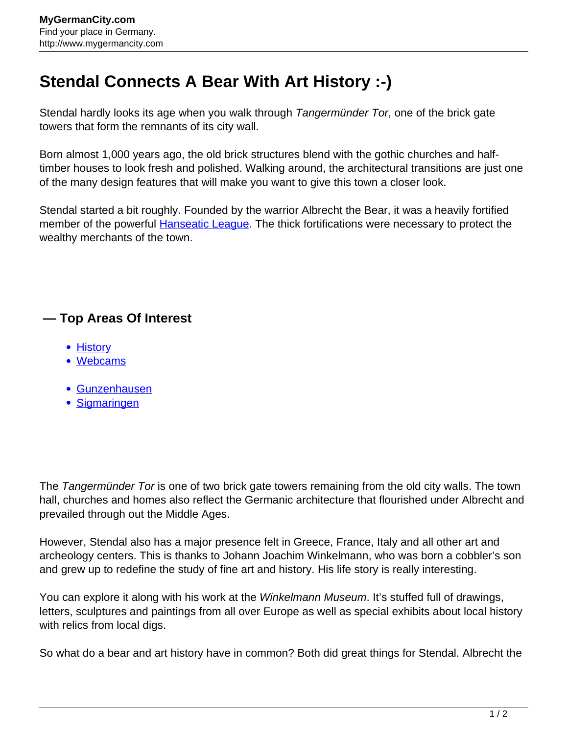# Stendal Connects A Bear With Art History :-)

Stendal hardly looks its age when you walk through *Tangermünder Tor*, one of the brick gate towers that form the remnants of its city wall.

Born almost 1,000 years ago, the old brick structures blend with the gothic churches and half-timber houses to look fresh and polished. Walking around, the architectural transitions are just one of the many design features that will make you want to give this town a closer look.

Stendal started a bit roughly. Founded by the warrior Albrecht the Bear, it was a heavily fortified member of the powerful Hanseatic League. The thick fortifications were necessary to protect the wealthy merchants of the town.

## — Top Areas Of Interest

- History
- Webcams

- Gunzenhausen
- Sigmaringen

The *Tangermünder Tor* is one of two brick gate towers remaining from the old city walls. The town hall, churches and homes also reflect the Germanic architecture that flourished under Albrecht and prevailed through out the Middle Ages.

However, Stendal also has a major presence felt in Greece, France, Italy and all other art and archeology centers. This is thanks to Johann Joachim Winkelmann, who was born a cobbler's son and grew up to redefine the study of fine art and history. His life story is really interesting.

You can explore it along with his work at the *Winkelmann Museum*. It's stuffed full of drawings, letters, sculptures and paintings from all over Europe as well as special exhibits about local history with relics from local digs.

So what do a bear and art history have in common? Both did great things for Stendal. Albrecht the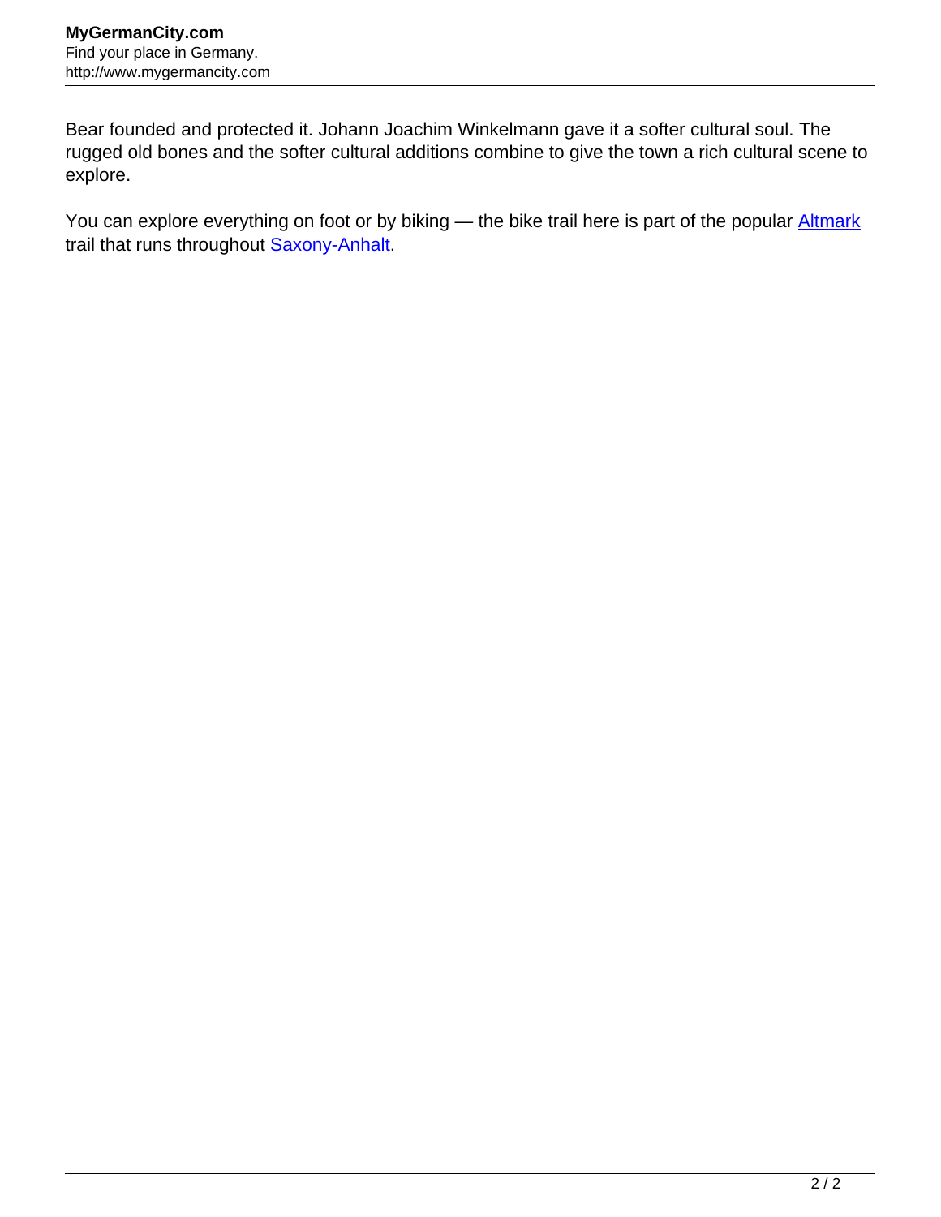Bear founded and protected it. Johann Joachim Winkelmann gave it a softer cultural soul. The rugged old bones and the softer cultural additions combine to give the town a rich cultural scene to explore.

You can explore everything on foot or by biking — the bike trail here is part of the popular Altmark trail that runs throughout Saxony-Anhalt.